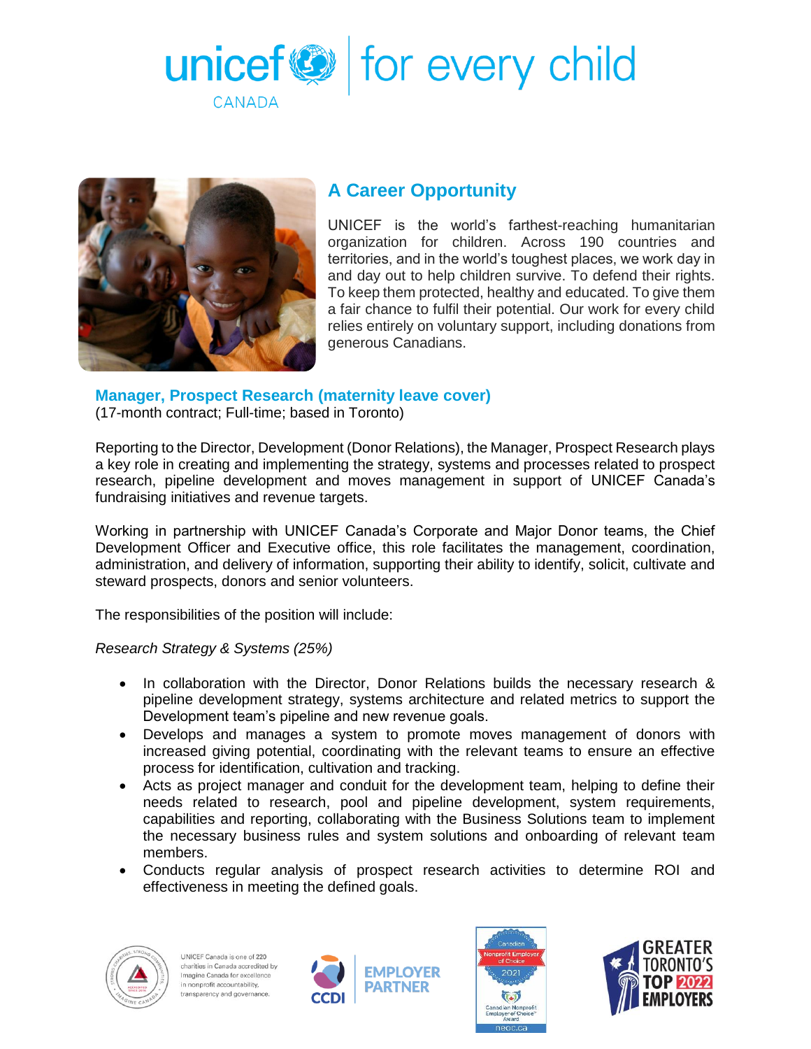unicef CANADA | for every child

## A Career Opportunity

UNICEF is the world's farthest-reaching humanitarian organization for children. Across 190 countries and territories, and in the world's toughest places, we work day in and day out to help children survive. To defend their rights. To keep them protected, healthy and educated. To give them a fair chance to fulfil their potential. Our work for every child relies entirely on voluntary support, including donations from generous Canadians.

### Manager, Prospect Research (maternity leave cover)

(17-month contract; Full-time; based in Toronto)

Reporting to the Director, Development (Donor Relations), the Manager, Prospect Research plays a key role in creating and implementing the strategy, systems and processes related to prospect research, pipeline development and moves management in support of UNICEF Canada's fundraising initiatives and revenue targets.

Working in partnership with UNICEF Canada's Corporate and Major Donor teams, the Chief Development Officer and Executive office, this role facilitates the management, coordination, administration, and delivery of information, supporting their ability to identify, solicit, cultivate and steward prospects, donors and senior volunteers.

The responsibilities of the position will include:

*Research Strategy & Systems (25%)*

- In collaboration with the Director, Donor Relations builds the necessary research & pipeline development strategy, systems architecture and related metrics to support the Development team's pipeline and new revenue goals.
- Develops and manages a system to promote moves management of donors with increased giving potential, coordinating with the relevant teams to ensure an effective process for identification, cultivation and tracking.
- Acts as project manager and conduit for the development team, helping to define their needs related to research, pool and pipeline development, system requirements, capabilities and reporting, collaborating with the Business Solutions team to implement the necessary business rules and system solutions and onboarding of relevant team members.
- Conducts regular analysis of prospect research activities to determine ROI and effectiveness in meeting the defined goals.

UNICEF Canada is one of 220 charities in Canada accredited by Imagine Canada for excellence in nonprofit accountability, transparency and governance.

CCDI EMPLOYER PARTNER

Canadian Nonprofit Employer of Choice 2021 — Canadian Nonprofit Employer of Choice Award — neoc.ca

GREATER TORONTO'S TOP 2022 EMPLOYERS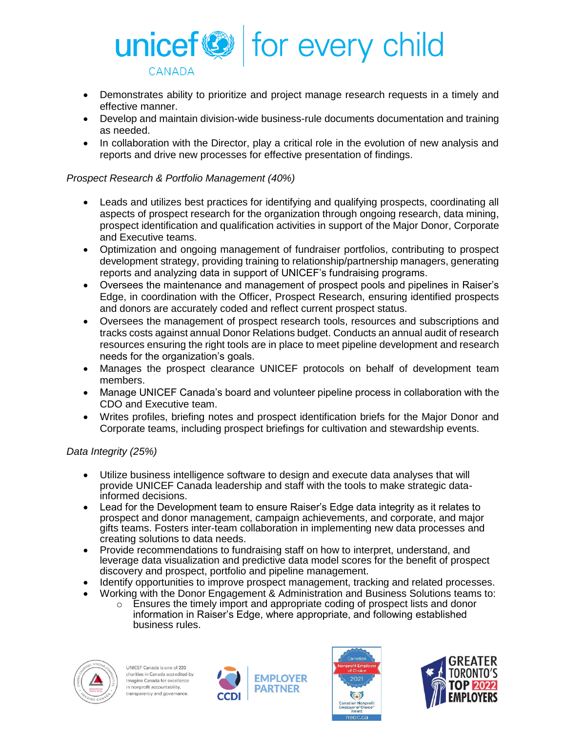- Demonstrates ability to prioritize and project manage research requests in a timely and effective manner.
- Develop and maintain division-wide business-rule documents documentation and training as needed.
- In collaboration with the Director, play a critical role in the evolution of new analysis and reports and drive new processes for effective presentation of findings.

*Prospect Research & Portfolio Management (40%)*

- Leads and utilizes best practices for identifying and qualifying prospects, coordinating all aspects of prospect research for the organization through ongoing research, data mining, prospect identification and qualification activities in support of the Major Donor, Corporate and Executive teams.
- Optimization and ongoing management of fundraiser portfolios, contributing to prospect development strategy, providing training to relationship/partnership managers, generating reports and analyzing data in support of UNICEF's fundraising programs.
- Oversees the maintenance and management of prospect pools and pipelines in Raiser's Edge, in coordination with the Officer, Prospect Research, ensuring identified prospects and donors are accurately coded and reflect current prospect status.
- Oversees the management of prospect research tools, resources and subscriptions and tracks costs against annual Donor Relations budget. Conducts an annual audit of research resources ensuring the right tools are in place to meet pipeline development and research needs for the organization's goals.
- Manages the prospect clearance UNICEF protocols on behalf of development team members.
- Manage UNICEF Canada's board and volunteer pipeline process in collaboration with the CDO and Executive team.
- Writes profiles, briefing notes and prospect identification briefs for the Major Donor and Corporate teams, including prospect briefings for cultivation and stewardship events.

*Data Integrity (25%)*

- Utilize business intelligence software to design and execute data analyses that will provide UNICEF Canada leadership and staff with the tools to make strategic data-informed decisions.
- Lead for the Development team to ensure Raiser's Edge data integrity as it relates to prospect and donor management, campaign achievements, and corporate, and major gifts teams. Fosters inter-team collaboration in implementing new data processes and creating solutions to data needs.
- Provide recommendations to fundraising staff on how to interpret, understand, and leverage data visualization and predictive data model scores for the benefit of prospect discovery and prospect, portfolio and pipeline management.
- Identify opportunities to improve prospect management, tracking and related processes.
- Working with the Donor Engagement & Administration and Business Solutions teams to:
    - Ensures the timely import and appropriate coding of prospect lists and donor information in Raiser's Edge, where appropriate, and following established business rules.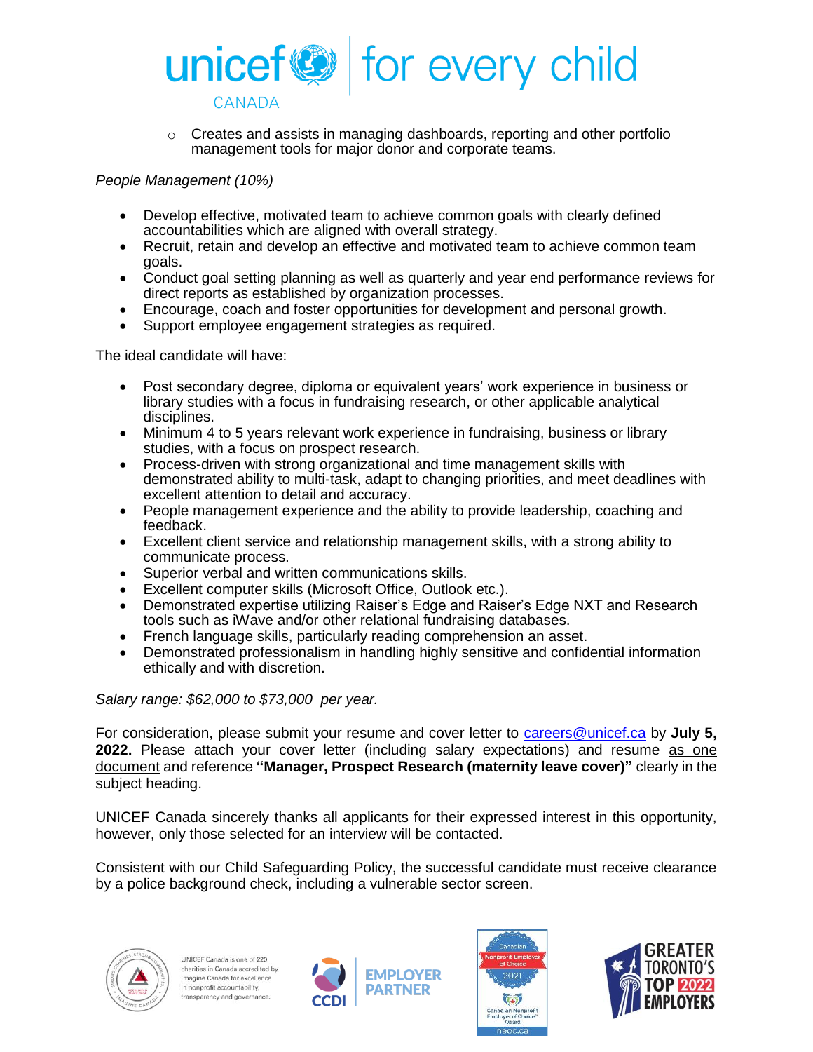- Creates and assists in managing dashboards, reporting and other portfolio management tools for major donor and corporate teams.

*People Management (10%)*

- Develop effective, motivated team to achieve common goals with clearly defined accountabilities which are aligned with overall strategy.
- Recruit, retain and develop an effective and motivated team to achieve common team goals.
- Conduct goal setting planning as well as quarterly and year end performance reviews for direct reports as established by organization processes.
- Encourage, coach and foster opportunities for development and personal growth.
- Support employee engagement strategies as required.

The ideal candidate will have:

- Post secondary degree, diploma or equivalent years' work experience in business or library studies with a focus in fundraising research, or other applicable analytical disciplines.
- Minimum 4 to 5 years relevant work experience in fundraising, business or library studies, with a focus on prospect research.
- Process-driven with strong organizational and time management skills with demonstrated ability to multi-task, adapt to changing priorities, and meet deadlines with excellent attention to detail and accuracy.
- People management experience and the ability to provide leadership, coaching and feedback.
- Excellent client service and relationship management skills, with a strong ability to communicate process.
- Superior verbal and written communications skills.
- Excellent computer skills (Microsoft Office, Outlook etc.).
- Demonstrated expertise utilizing Raiser's Edge and Raiser's Edge NXT and Research tools such as iWave and/or other relational fundraising databases.
- French language skills, particularly reading comprehension an asset.
- Demonstrated professionalism in handling highly sensitive and confidential information ethically and with discretion.

*Salary range: $62,000 to $73,000 per year.*

For consideration, please submit your resume and cover letter to careers@unicef.ca by **July 5, 2022.** Please attach your cover letter (including salary expectations) and resume as one document and reference **"Manager, Prospect Research (maternity leave cover)"** clearly in the subject heading.

UNICEF Canada sincerely thanks all applicants for their expressed interest in this opportunity, however, only those selected for an interview will be contacted.

Consistent with our Child Safeguarding Policy, the successful candidate must receive clearance by a police background check, including a vulnerable sector screen.

UNICEF Canada is one of 220 charities in Canada accredited by Imagine Canada for excellence in nonprofit accountability, transparency and governance.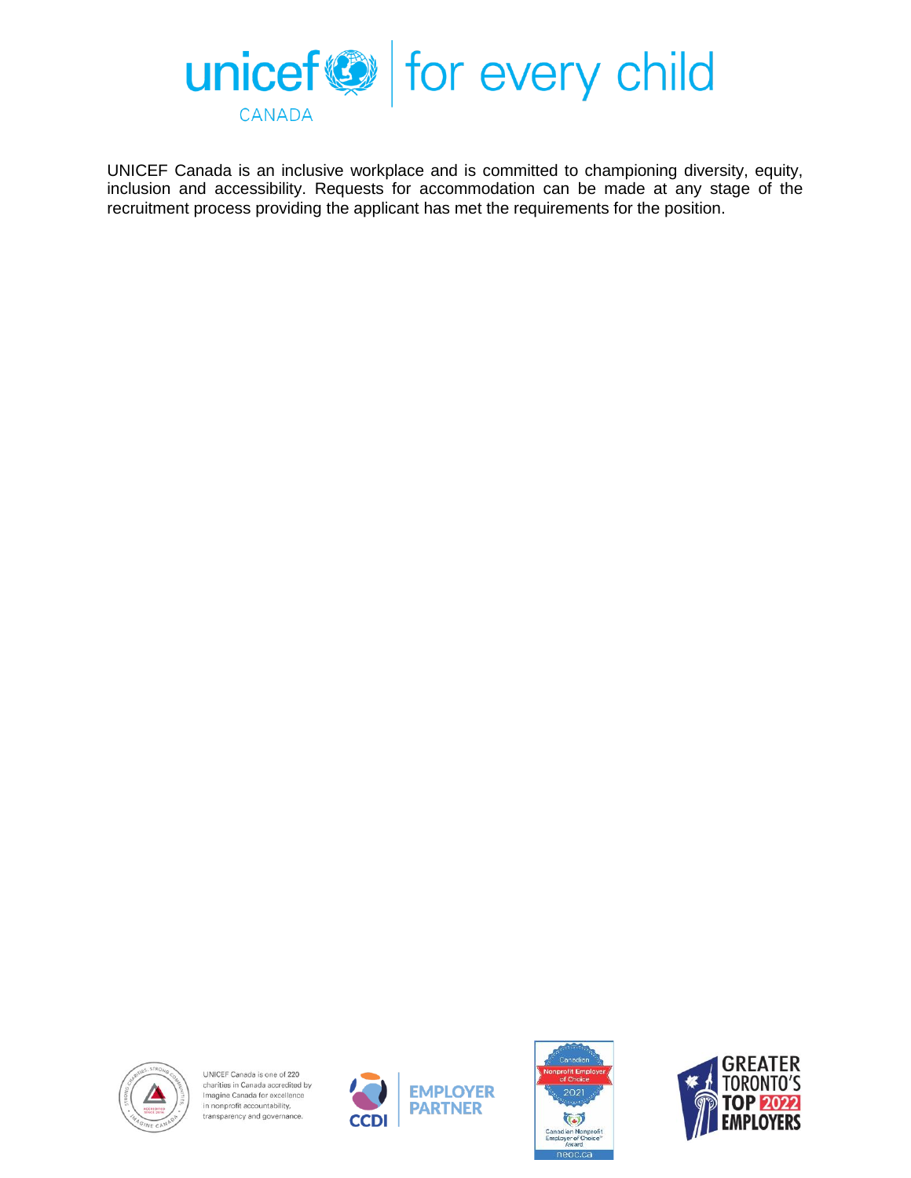UNICEF Canada is an inclusive workplace and is committed to championing diversity, equity, inclusion and accessibility. Requests for accommodation can be made at any stage of the recruitment process providing the applicant has met the requirements for the position.

UNICEF Canada is one of 220 charities in Canada accredited by Imagine Canada for excellence in nonprofit accountability, transparency and governance.